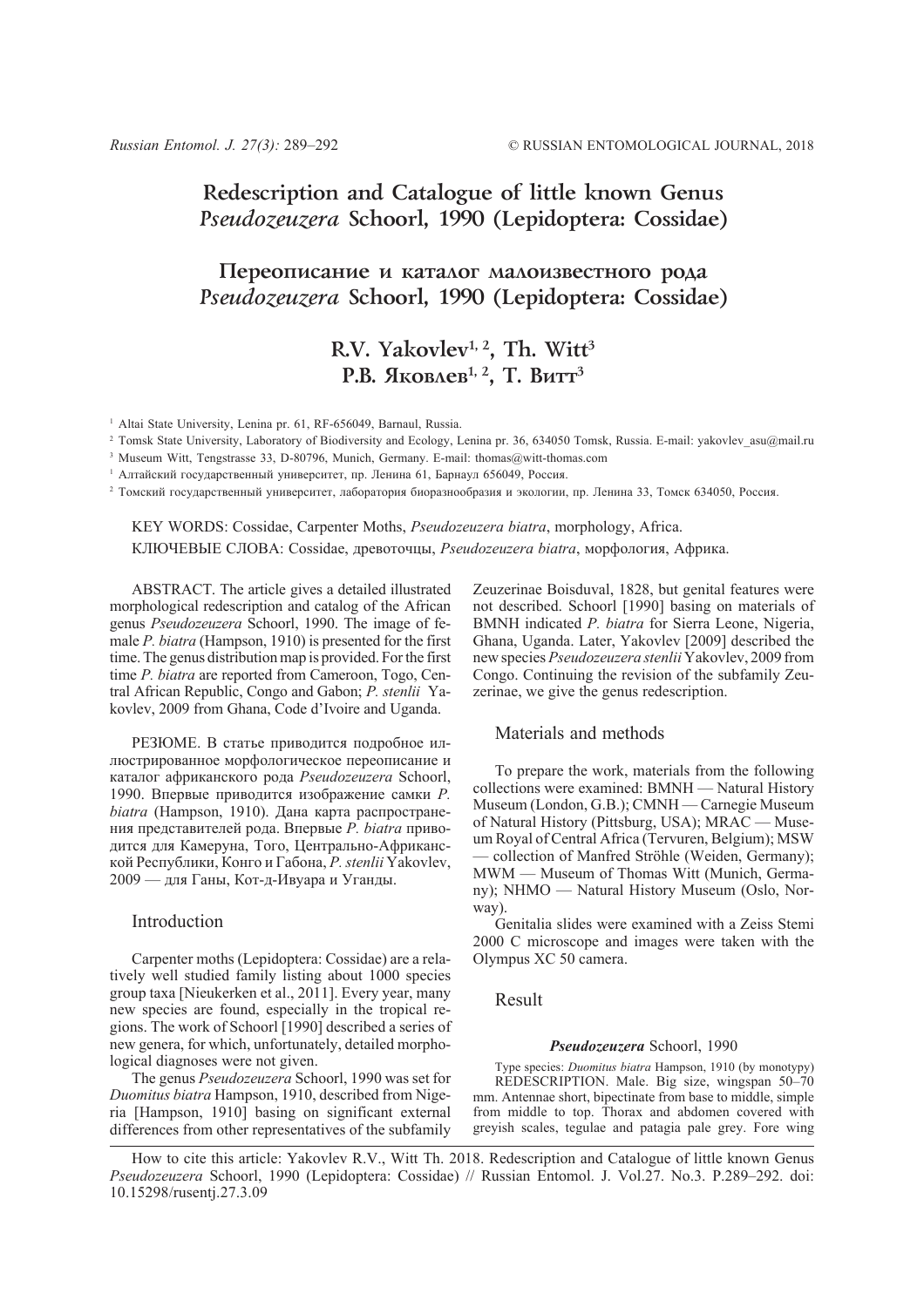# Redescription and Catalogue of little known Genus *Pseudozeuzera* Schoorl, 1990 (Lepidoptera: Cossidae)

# Переописание и каталог малоизвестного рода *Pseudozeuzera* Schoorl, 1990 (Lepidoptera: Cossidae)

## R.V. Yakovlev[1, 2], Th. Witt[3]
## Р.В. Яковлев[1, 2], Т. Витт[3]

[1] Altai State University, Lenina pr. 61, RF-656049, Barnaul, Russia.

[2] Tomsk State University, Laboratory of Biodiversity and Ecology, Lenina pr. 36, 634050 Tomsk, Russia. E-mail: yakovlev_asu@mail.ru

[3] Museum Witt, Tengstrasse 33, D-80796, Munich, Germany. E-mail: thomas@witt-thomas.com

[1] Алтайский государственный университет, пр. Ленина 61, Барнаул 656049, Россия.

[2] Томский государственный университет, лаборатория биоразнообразия и экологии, пр. Ленина 33, Томск 634050, Россия.

KEY WORDS: Cossidae, Carpenter Moths, *Pseudozeuzera biatra*, morphology, Africa.

КЛЮЧЕВЫЕ СЛОВА: Cossidae, древоточцы, *Pseudozeuzera biatra*, морфология, Африка.

ABSTRACT. The article gives a detailed illustrated morphological redescription and catalog of the African genus *Pseudozeuzera* Schoorl, 1990. The image of female *P. biatra* (Hampson, 1910) is presented for the first time. The genus distribution map is provided. For the first time *P. biatra* are reported from Cameroon, Togo, Central African Republic, Congo and Gabon; *P. stenlii* Yakovlev, 2009 from Ghana, Code d'Ivoire and Uganda.

РЕЗЮМЕ. В статье приводится подробное иллюстрированное морфологическое переописание и каталог африканского рода *Pseudozeuzera* Schoorl, 1990. Впервые приводится изображение самки *P. biatra* (Hampson, 1910). Дана карта распространения представителей рода. Впервые *P. biatra* приводится для Камеруна, Того, Центрально-Африканской Республики, Конго и Габона, *P. stenlii* Yakovlev, 2009 — для Ганы, Кот-д-Ивуара и Уганды.

## Introduction

Carpenter moths (Lepidoptera: Cossidae) are a relatively well studied family listing about 1000 species group taxa [Nieukerken et al., 2011]. Every year, many new species are found, especially in the tropical regions. The work of Schoorl [1990] described a series of new genera, for which, unfortunately, detailed morphological diagnoses were not given.

The genus *Pseudozeuzera* Schoorl, 1990 was set for *Duomitus biatra* Hampson, 1910, described from Nigeria [Hampson, 1910] basing on significant external differences from other representatives of the subfamily Zeuzerinae Boisduval, 1828, but genital features were not described. Schoorl [1990] basing on materials of BMNH indicated *P. biatra* for Sierra Leone, Nigeria, Ghana, Uganda. Later, Yakovlev [2009] described the new species *Pseudozeuzera stenlii* Yakovlev, 2009 from Congo. Continuing the revision of the subfamily Zeuzerinae, we give the genus redescription.

## Materials and methods

To prepare the work, materials from the following collections were examined: BMNH — Natural History Museum (London, G.B.); CMNH — Carnegie Museum of Natural History (Pittsburg, USA); MRAC — Museum Royal of Central Africa (Tervuren, Belgium); MSW — collection of Manfred Ströhle (Weiden, Germany); MWM — Museum of Thomas Witt (Munich, Germany); NHMO — Natural History Museum (Oslo, Norway).

Genitalia slides were examined with a Zeiss Stemi 2000 C microscope and images were taken with the Olympus XC 50 camera.

## Result

### *Pseudozeuzera* Schoorl, 1990

Type species: *Duomitus biatra* Hampson, 1910 (by monotypy)

REDESCRIPTION. Male. Big size, wingspan 50–70 mm. Antennae short, bipectinate from base to middle, simple from middle to top. Thorax and abdomen covered with greyish scales, tegulae and patagia pale grey. Fore wing

How to cite this article: Yakovlev R.V., Witt Th. 2018. Redescription and Catalogue of little known Genus *Pseudozeuzera* Schoorl, 1990 (Lepidoptera: Cossidae) // Russian Entomol. J. Vol.27. No.3. P.289–292. doi: 10.15298/rusentj.27.3.09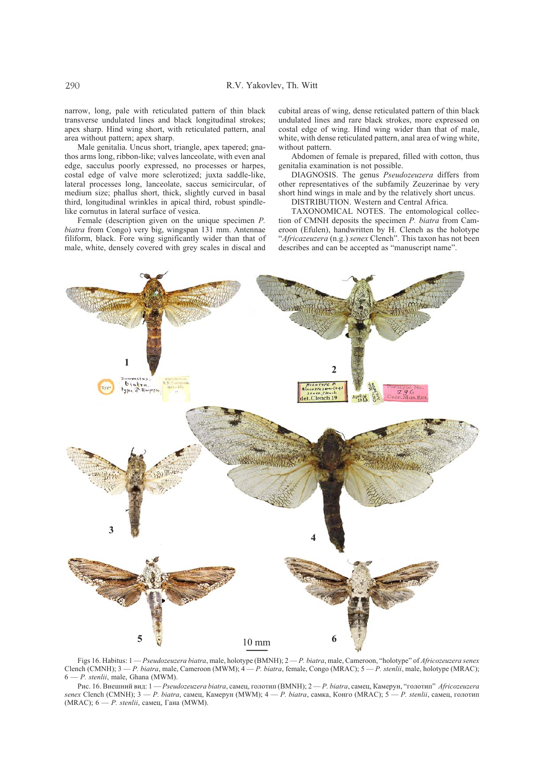narrow, long, pale with reticulated pattern of thin black transverse undulated lines and black longitudinal strokes; apex sharp. Hind wing short, with reticulated pattern, anal area without pattern; apex sharp.

Male genitalia. Uncus short, triangle, apex tapered; gnathos arms long, ribbon-like; valves lanceolate, with even anal edge, sacculus poorly expressed, no processes or harpes, costal edge of valve more sclerotized; juxta saddle-like, lateral processes long, lanceolate, saccus semicircular, of medium size; phallus short, thick, slightly curved in basal third, longitudinal wrinkles in apical third, robust spindle-like cornutus in lateral surface of vesica.

Female (description given on the unique specimen *P. biatra* from Congo) very big, wingspan 131 mm. Antennae filiform, black. Fore wing significantly wider than that of male, white, densely covered with grey scales in discal and cubital areas of wing, dense reticulated pattern of thin black undulated lines and rare black strokes, more expressed on costal edge of wing. Hind wing wider than that of male, white, with dense reticulated pattern, anal area of wing white, without pattern.

Abdomen of female is prepared, filled with cotton, thus genitalia examination is not possible.

DIAGNOSIS. The genus *Pseudozeuzera* differs from other representatives of the subfamily Zeuzerinae by very short hind wings in male and by the relatively short uncus.

DISTRIBUTION. Western and Central Africa.

TAXONOMICAL NOTES. The entomological collection of CMNH deposits the specimen *P. biatra* from Cameroon (Efulen), handwritten by H. Clench as the holotype "*Africazeuzera* (n.g.) *senex* Clench". This taxon has not been describes and can be accepted as "manuscript name".

Figs 16. Habitus: 1 — *Pseudozeuzera biatra*, male, holotype (BMNH); 2 — *P. biatra*, male, Cameroon, "holotype" of *Africazeuzera senex* Clench (CMNH); 3 — *P. biatra*, male, Cameroon (MWM); 4 — *P. biatra*, female, Congo (MRAC); 5 — *P. stenlii*, male, holotype (MRAC); 6 — *P. stenlii*, male, Ghana (MWM).

Рис. 16. Внешний вид: 1 — *Pseudozeuzera biatra*, самец, голотип (BMNH); 2 — *P. biatra*, самец, Камерун, "голотип" *Africazeuzera senex* Clench (CMNH); 3 — *P. biatra*, самец, Камерун (MWM); 4 — *P. biatra*, самка, Конго (MRAC); 5 — *P. stenlii*, самец, голотип (MRAC); 6 — *P. stenlii*, самец, Гана (MWM).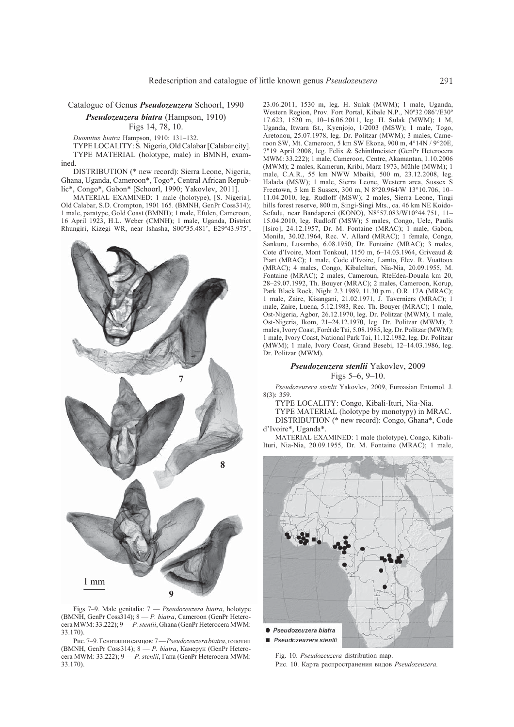## Catalogue of Genus *Pseudozeuzera* Schoorl, 1990

### *Pseudozeuzera biatra* (Hampson, 1910)

Figs 14, 78, 10.

*Duomitus biatra* Hampson, 1910: 131–132.

TYPE LOCALITY: S. Nigeria, Old Calabar [Calabar city].

TYPE MATERIAL (holotype, male) in BMNH, examined.

DISTRIBUTION (* new record): Sierra Leone, Nigeria, Ghana, Uganda, Cameroon*, Togo*, Central African Republic*, Congo*, Gabon* [Schoorl, 1990; Yakovlev, 2011].

MATERIAL EXAMINED: 1 male (holotype), [S. Nigeria], Old Calabar, S.D. Crompton, 1901 165. (BMNH, GenPr Coss314); 1 male, paratype, Gold Coast (BMNH); 1 male, Efulen, Cameroon, 16 April 1923, H.L. Weber (CMNH); 1 male, Uganda, District Rhungiri, Kizegi WR, near Ishasha, S00º35.481', E29º43.975', 23.06.2011, 1530 m, leg. H. Sulak (MWM); 1 male, Uganda, Western Region, Prov. Fort Portal, Kibale N.P., N0º32.086'/E30º 17.623, 1520 m, 10–16.06.2011, leg. H. Sulak (MWM); 1 M, Uganda, Itwara fst., Kyenjojo, 1/2003 (MSW); 1 male, Togo, Aretonou, 25.07.1978, leg. Dr. Politzar (MWM); 3 males, Cameroon SW, Mt. Cameroon, 5 km SW Ekona, 900 m, 4°14N / 9°20E, 7"19 April 2008, leg. Felix & Schintlmeister (GenPr Heterocera MWM: 33.222); 1 male, Cameroon, Centre, Akamantan, 1.10.2006 (MWM); 2 males, Kamerun, Kribi, Marz 1973, Mühle (MWM); 1 male, C.A.R., 55 km NWW Mbaiki, 500 m, 23.12.2008, leg. Halada (MSW); 1 male, Sierra Leone, Western area, Sussex S Freetown, 5 km E Sussex, 300 m, N 8°20.964/W 13°10.706, 10–11.04.2010, leg. Rudloff (MSW); 2 males, Sierra Leone, Tingi hills forest reserve, 800 m, Singi-Singi Mts., ca. 46 km NE Koido-Sefadu, near Bandaperei (KONO), N8°57.083/W10°44.751, 11–15.04.2010, leg. Rudloff (MSW); 5 males, Congo, Uele, Paulis [Isiro], 24.12.1957, Dr. M. Fontaine (MRAC); 1 male, Gabon, Monila, 30.02.1964, Rec. V. Allard (MRAC); 1 female, Congo, Sankuru, Lusambo, 6.08.1950, Dr. Fontaine (MRAC); 3 males, Cote d'Ivoire, Mont Tonkoul, 1150 m, 6–14.03.1964, Griveaud & Piart (MRAC); 1 male, Code d'Ivoire, Lamto, Elev. R. Vuattoux (MRAC); 4 males, Congo, KibaleIturi, Nia-Nia, 20.09.1955, M. Fontaine (MRAC); 2 males, Cameroun, RteEdea-Douala km 20, 28–29.07.1992, Th. Bouyer (MRAC); 2 males, Cameroon, Korup, Park Black Rock, Night 2.3.1989, 11.30 p.m., O.R. 17A (MRAC); 1 male, Zaire, Kisangani, 21.02.1971, J. Taverniers (MRAC); 1 male, Zaire, Luena, 5.12.1983, Rec. Th. Bouyer (MRAC); 1 male, Ost-Nigeria, Agbor, 26.12.1970, leg. Dr. Politzar (MWM); 1 male, Ost-Nigeria, Ikom, 21–24.12.1970, leg. Dr. Politzar (MWM); 2 males, Ivory Coast, Forét de Tai, 5.08.1985, leg. Dr. Politzar (MWM); 1 male, Ivory Coast, National Park Tai, 11.12.1982, leg. Dr. Politzar (MWM); 1 male, Ivory Coast, Grand Besebi, 12–14.03.1986, leg. Dr. Politzar (MWM).

Figs 7–9. Male genitalia: 7 — *Pseudozeuzera biatra*, holotype (BMNH, GenPr Coss314); 8 — *P. biatra*, Cameroon (GenPr Heterocera MWM: 33.222); 9 — *P. stenlii*, Ghana (GenPr Heterocera MWM: 33.170).

Рис. 7–9. Гениталии самцов: 7 — *Pseudozeuzera biatra*, голотип (BMNH, GenPr Coss314); 8 — *P. biatra*, Камерун (GenPr Heterocera MWM: 33.222); 9 — *P. stenlii*, Гана (GenPr Heterocera MWM: 33.170).

### *Pseudozeuzera stenlii* Yakovlev, 2009

Figs 5–6, 9–10.

*Pseudozeuzera stenlii* Yakovlev, 2009, Euroasian Entomol. J. 8(3): 359.

TYPE LOCALITY: Congo, Kibali-Ituri, Nia-Nia.

TYPE MATERIAL (holotype by monotypy) in MRAC.

DISTRIBUTION (* new record): Congo, Ghana*, Code d'Ivoire*, Uganda*.

MATERIAL EXAMINED: 1 male (holotype), Congo, Kibali-Ituri, Nia-Nia, 20.09.1955, Dr. M. Fontaine (MRAC); 1 male,

Fig. 10. *Pseudozeuzera* distribution map.

Рис. 10. Карта распространения видов *Pseudozeuzera.*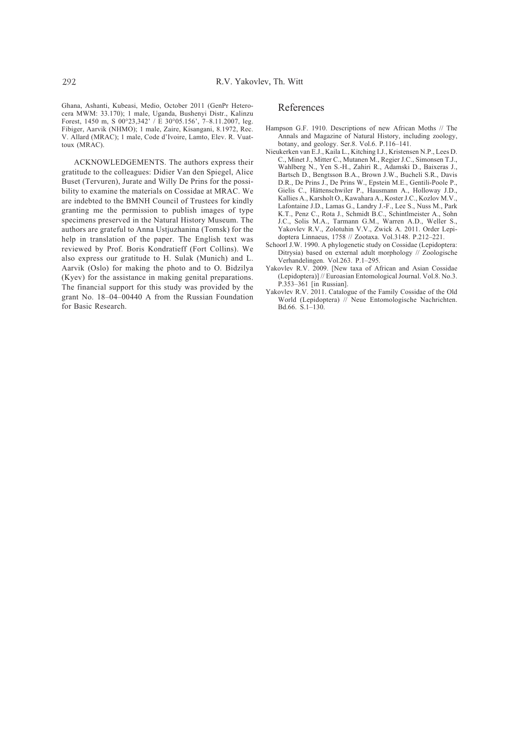Ghana, Ashanti, Kubeasi, Medio, October 2011 (GenPr Heterocera MWM: 33.170); 1 male, Uganda, Bushenyi Distr., Kalinzu Forest, 1450 m, S 00°23,342' / E 30°05.156', 7–8.11.2007, leg. Fibiger, Aarvik (NHMO); 1 male, Zaire, Kisangani, 8.1972, Rec. V. Allard (MRAC); 1 male, Code d'Ivoire, Lamto, Elev. R. Vuattoux (MRAC).

ACKNOWLEDGEMENTS. The authors express their gratitude to the colleagues: Didier Van den Spiegel, Alice Buset (Tervuren), Jurate and Willy De Prins for the possibility to examine the materials on Cossidae at MRAC. We are indebted to the BMNH Council of Trustees for kindly granting me the permission to publish images of type specimens preserved in the Natural History Museum. The authors are grateful to Anna Ustjuzhanina (Tomsk) for the help in translation of the paper. The English text was reviewed by Prof. Boris Kondratieff (Fort Collins). We also express our gratitude to H. Sulak (Munich) and L. Aarvik (Oslo) for making the photo and to O. Bidzilya (Kyev) for the assistance in making genital preparations. The financial support for this study was provided by the grant No. 18–04–00440 A from the Russian Foundation for Basic Research.

## References

Hampson G.F. 1910. Descriptions of new African Moths // The Annals and Magazine of Natural History, including zoology, botany, and geology. Ser.8. Vol.6. P.116–141.

Nieukerken van E.J., Kaila L., Kitching I.J., Kristensen N.P., Lees D. C., Minet J., Mitter C., Mutanen M., Regier J.C., Simonsen T.J., Wahlberg N., Yen S.-H., Zahiri R., Adamski D., Baixeras J., Bartsch D., Bengtsson B.A., Brown J.W., Bucheli S.R., Davis D.R., De Prins J., De Prins W., Epstein M.E., Gentili-Poole P., Gielis C., Hättenschwiler P., Hausmann A., Holloway J.D., Kallies A., Karsholt O., Kawahara A., Koster J.C., Kozlov M.V., Lafontaine J.D., Lamas G., Landry J.-F., Lee S., Nuss M., Park K.T., Penz C., Rota J., Schmidt B.C., Schintlmeister A., Sohn J.C., Solis M.A., Tarmann G.M., Warren A.D., Weller S., Yakovlev R.V., Zolotuhin V.V., Zwick A. 2011. Order Lepidoptera Linnaeus, 1758 // Zootaxa. Vol.3148. P.212–221.

Schoorl J.W. 1990. A phylogenetic study on Cossidae (Lepidoptera: Ditrysia) based on external adult morphology // Zoologische Verhandelingen. Vol.263. P.1–295.

Yakovlev R.V. 2009. [New taxa of African and Asian Cossidae (Lepidoptera)] // Euroasian Entomological Journal. Vol.8. No.3. P.353–361 [in Russian].

Yakovlev R.V. 2011. Catalogue of the Family Cossidae of the Old World (Lepidoptera) // Neue Entomologische Nachrichten. Bd.66. S.1–130.